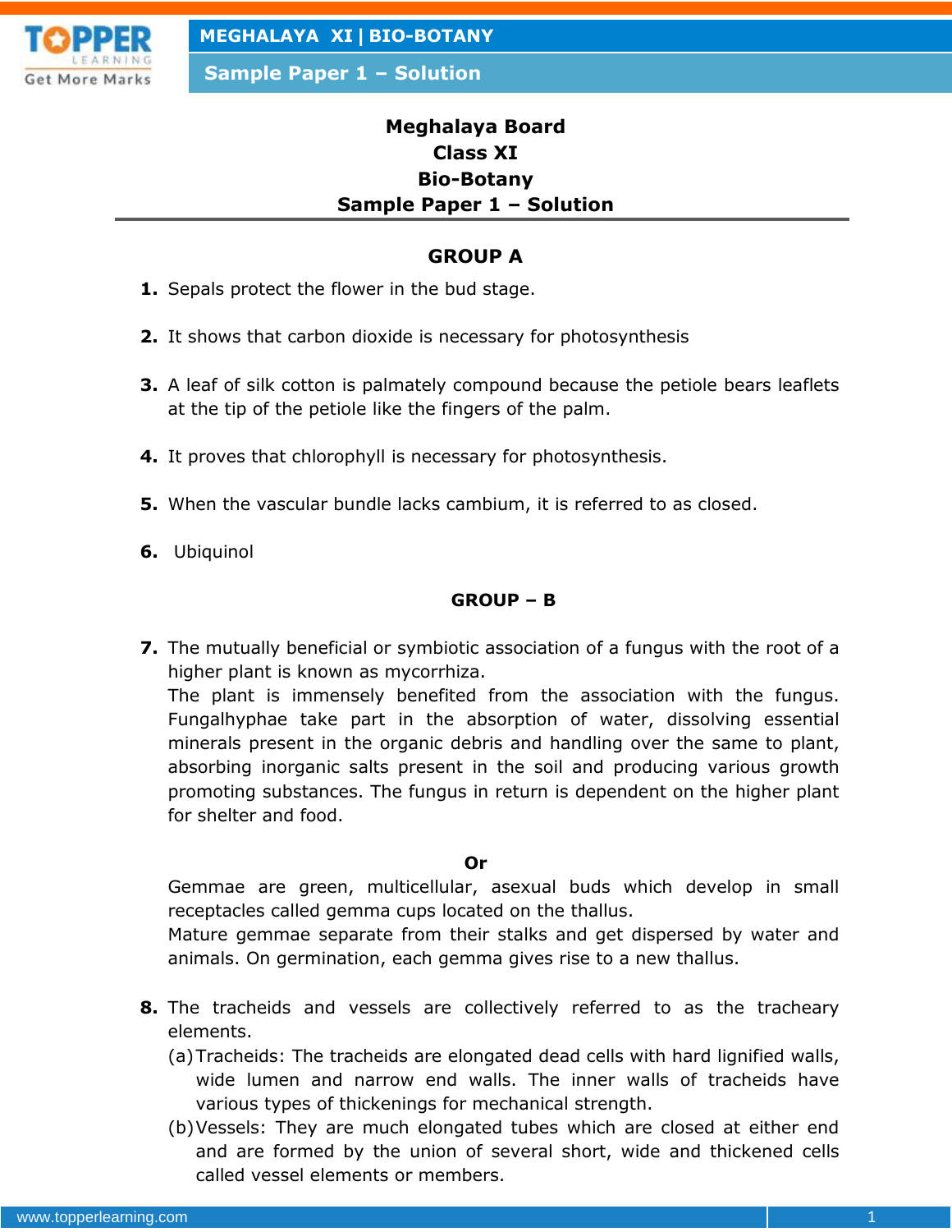# Meghalaya Board
# Class XI
# Bio-Botany
# Sample Paper 1 – Solution

## GROUP A

**1.** Sepals protect the flower in the bud stage.

**2.** It shows that carbon dioxide is necessary for photosynthesis

**3.** A leaf of silk cotton is palmately compound because the petiole bears leaflets at the tip of the petiole like the fingers of the palm.

**4.** It proves that chlorophyll is necessary for photosynthesis.

**5.** When the vascular bundle lacks cambium, it is referred to as closed.

**6.** Ubiquinol

## GROUP – B

**7.** The mutually beneficial or symbiotic association of a fungus with the root of a higher plant is known as mycorrhiza.
The plant is immensely benefited from the association with the fungus. Fungalhyphae take part in the absorption of water, dissolving essential minerals present in the organic debris and handling over the same to plant, absorbing inorganic salts present in the soil and producing various growth promoting substances. The fungus in return is dependent on the higher plant for shelter and food.

**Or**

Gemmae are green, multicellular, asexual buds which develop in small receptacles called gemma cups located on the thallus.
Mature gemmae separate from their stalks and get dispersed by water and animals. On germination, each gemma gives rise to a new thallus.

**8.** The tracheids and vessels are collectively referred to as the tracheary elements.
(a) Tracheids: The tracheids are elongated dead cells with hard lignified walls, wide lumen and narrow end walls. The inner walls of tracheids have various types of thickenings for mechanical strength.
(b) Vessels: They are much elongated tubes which are closed at either end and are formed by the union of several short, wide and thickened cells called vessel elements or members.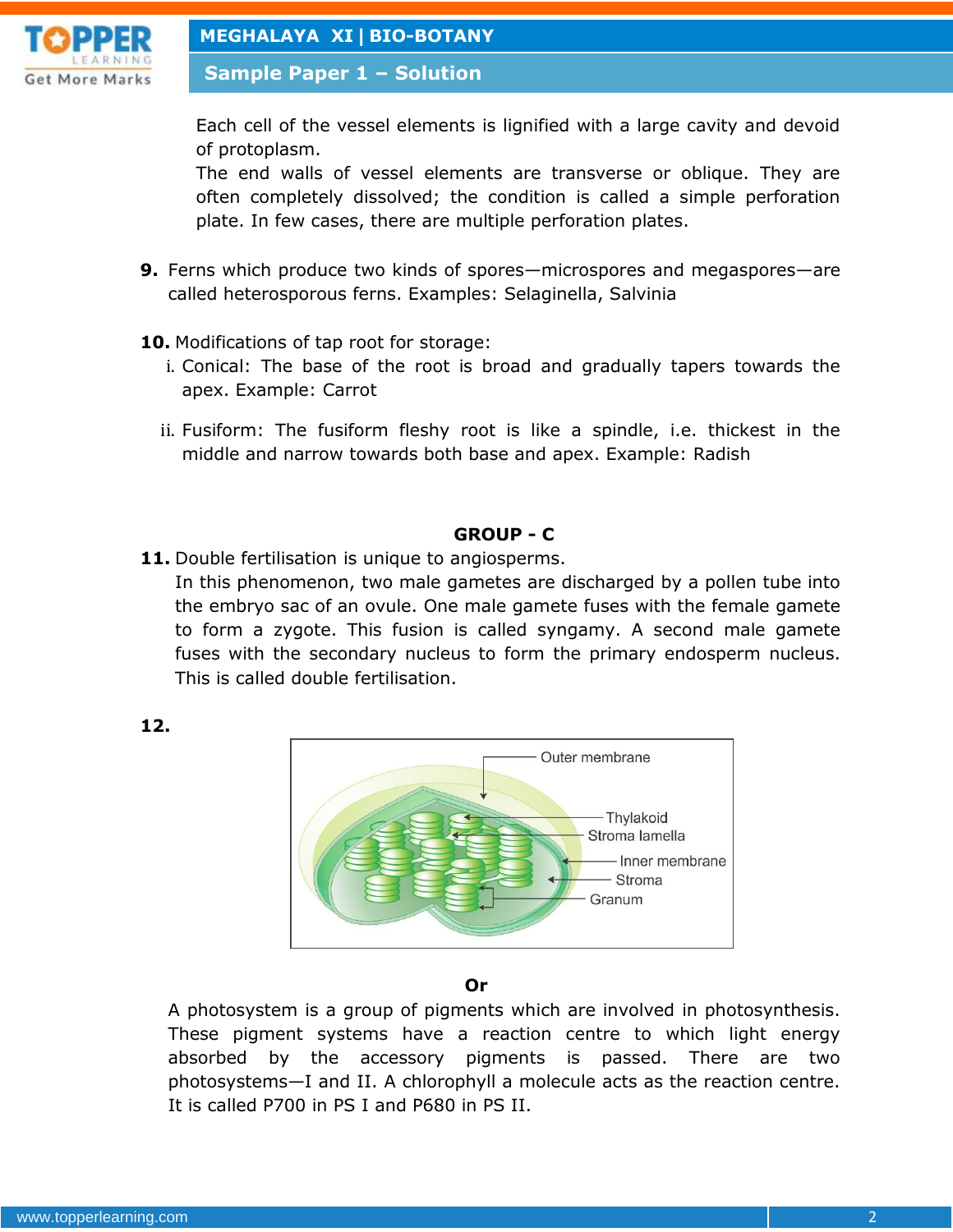Each cell of the vessel elements is lignified with a large cavity and devoid of protoplasm.

The end walls of vessel elements are transverse or oblique. They are often completely dissolved; the condition is called a simple perforation plate. In few cases, there are multiple perforation plates.

**9.** Ferns which produce two kinds of spores—microspores and megaspores—are called heterosporous ferns. Examples: Selaginella, Salvinia

**10.** Modifications of tap root for storage:

i. Conical: The base of the root is broad and gradually tapers towards the apex. Example: Carrot

ii. Fusiform: The fusiform fleshy root is like a spindle, i.e. thickest in the middle and narrow towards both base and apex. Example: Radish

## GROUP - C

**11.** Double fertilisation is unique to angiosperms.

In this phenomenon, two male gametes are discharged by a pollen tube into the embryo sac of an ovule. One male gamete fuses with the female gamete to form a zygote. This fusion is called syngamy. A second male gamete fuses with the secondary nucleus to form the primary endosperm nucleus. This is called double fertilisation.

**12.**

Outer membrane, Thylakoid, Stroma lamella, Inner membrane, Stroma, Granum

**Or**

A photosystem is a group of pigments which are involved in photosynthesis. These pigment systems have a reaction centre to which light energy absorbed by the accessory pigments is passed. There are two photosystems—I and II. A chlorophyll a molecule acts as the reaction centre. It is called P700 in PS I and P680 in PS II.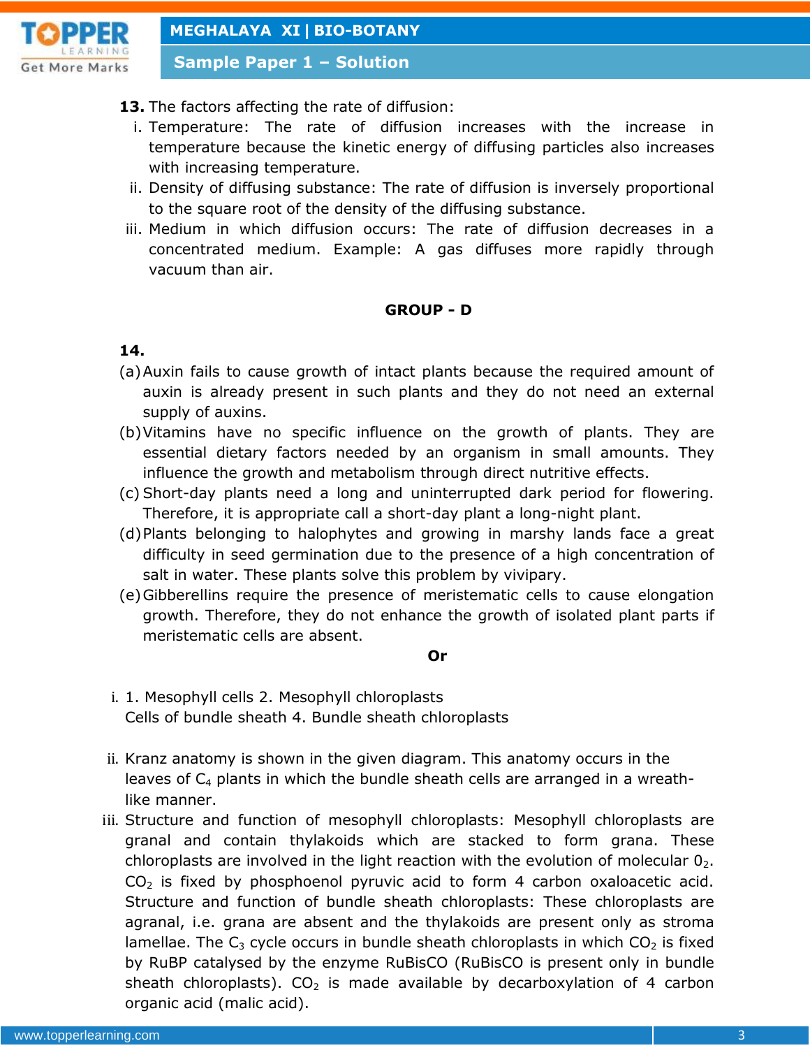**13.** The factors affecting the rate of diffusion:

i. Temperature: The rate of diffusion increases with the increase in temperature because the kinetic energy of diffusing particles also increases with increasing temperature.

ii. Density of diffusing substance: The rate of diffusion is inversely proportional to the square root of the density of the diffusing substance.

iii. Medium in which diffusion occurs: The rate of diffusion decreases in a concentrated medium. Example: A gas diffuses more rapidly through vacuum than air.

## GROUP - D

**14.**

(a) Auxin fails to cause growth of intact plants because the required amount of auxin is already present in such plants and they do not need an external supply of auxins.

(b) Vitamins have no specific influence on the growth of plants. They are essential dietary factors needed by an organism in small amounts. They influence the growth and metabolism through direct nutritive effects.

(c) Short-day plants need a long and uninterrupted dark period for flowering. Therefore, it is appropriate call a short-day plant a long-night plant.

(d) Plants belonging to halophytes and growing in marshy lands face a great difficulty in seed germination due to the presence of a high concentration of salt in water. These plants solve this problem by vivipary.

(e) Gibberellins require the presence of meristematic cells to cause elongation growth. Therefore, they do not enhance the growth of isolated plant parts if meristematic cells are absent.

**Or**

i. 1. Mesophyll cells 2. Mesophyll chloroplasts
Cells of bundle sheath 4. Bundle sheath chloroplasts

ii. Kranz anatomy is shown in the given diagram. This anatomy occurs in the leaves of $C_4$ plants in which the bundle sheath cells are arranged in a wreath-like manner.

iii. Structure and function of mesophyll chloroplasts: Mesophyll chloroplasts are granal and contain thylakoids which are stacked to form grana. These chloroplasts are involved in the light reaction with the evolution of molecular $0_2$. $CO_2$ is fixed by phosphoenol pyruvic acid to form 4 carbon oxaloacetic acid. Structure and function of bundle sheath chloroplasts: These chloroplasts are agranal, i.e. grana are absent and the thylakoids are present only as stroma lamellae. The $C_3$ cycle occurs in bundle sheath chloroplasts in which $CO_2$ is fixed by RuBP catalysed by the enzyme RuBisCO (RuBisCO is present only in bundle sheath chloroplasts). $CO_2$ is made available by decarboxylation of 4 carbon organic acid (malic acid).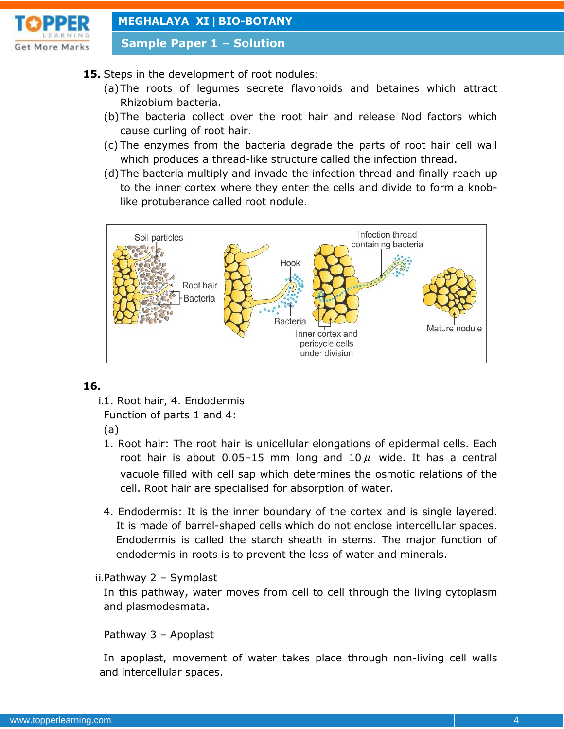**15.** Steps in the development of root nodules:

(a) The roots of legumes secrete flavonoids and betaines which attract Rhizobium bacteria.

(b) The bacteria collect over the root hair and release Nod factors which cause curling of root hair.

(c) The enzymes from the bacteria degrade the parts of root hair cell wall which produces a thread-like structure called the infection thread.

(d) The bacteria multiply and invade the infection thread and finally reach up to the inner cortex where they enter the cells and divide to form a knob-like protuberance called root nodule.

Soil particles
Root hair
Bacteria
Hook
Bacteria
Infection thread containing bacteria
Inner cortex and pericycle cells under division
Mature nodule

**16.**

i. 1. Root hair, 4. Endodermis

Function of parts 1 and 4:

(a)

1. Root hair: The root hair is unicellular elongations of epidermal cells. Each root hair is about 0.05–15 mm long and 10 $\mu$ wide. It has a central vacuole filled with cell sap which determines the osmotic relations of the cell. Root hair are specialised for absorption of water.

4. Endodermis: It is the inner boundary of the cortex and is single layered. It is made of barrel-shaped cells which do not enclose intercellular spaces. Endodermis is called the starch sheath in stems. The major function of endodermis in roots is to prevent the loss of water and minerals.

ii. Pathway 2 – Symplast

In this pathway, water moves from cell to cell through the living cytoplasm and plasmodesmata.

Pathway 3 – Apoplast

In apoplast, movement of water takes place through non-living cell walls and intercellular spaces.